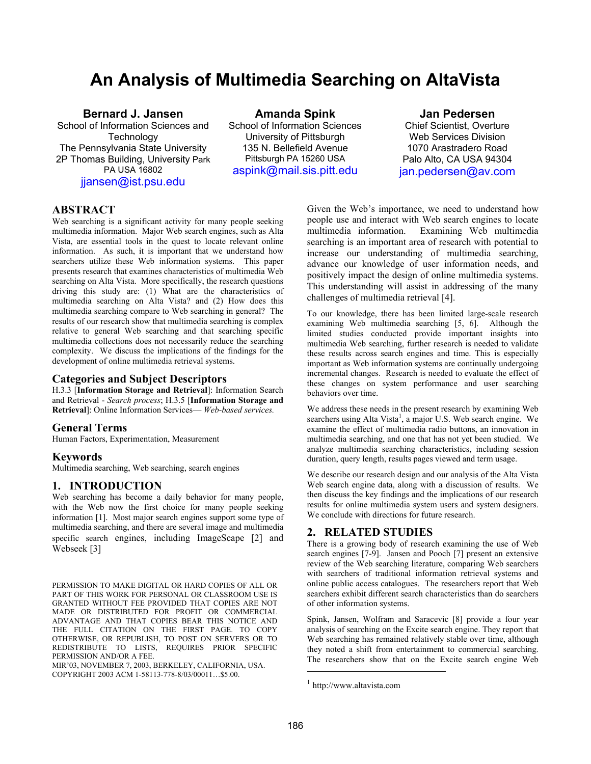# An Analysis of Multimedia Searching on AltaVista

**Bernard J. Jansen**
School of Information Sciences and Technology
The Pennsylvania State University
2P Thomas Building, University Park
PA USA 16802
jjansen@ist.psu.edu

**Amanda Spink**
School of Information Sciences
University of Pittsburgh
135 N. Bellefield Avenue
Pittsburgh PA 15260 USA
aspink@mail.sis.pitt.edu

**Jan Pedersen**
Chief Scientist, Overture
Web Services Division
1070 Arastradero Road
Palo Alto, CA USA 94304
jan.pedersen@av.com

## ABSTRACT

Web searching is a significant activity for many people seeking multimedia information. Major Web search engines, such as Alta Vista, are essential tools in the quest to locate relevant online information. As such, it is important that we understand how searchers utilize these Web information systems. This paper presents research that examines characteristics of multimedia Web searching on Alta Vista. More specifically, the research questions driving this study are: (1) What are the characteristics of multimedia searching on Alta Vista? and (2) How does this multimedia searching compare to Web searching in general? The results of our research show that multimedia searching is complex relative to general Web searching and that searching specific multimedia collections does not necessarily reduce the searching complexity. We discuss the implications of the findings for the development of online multimedia retrieval systems.

## Categories and Subject Descriptors

H.3.3 [**Information Storage and Retrieval**]: Information Search and Retrieval - *Search process*; H.3.5 [**Information Storage and Retrieval**]: Online Information Services— *Web-based services.*

## General Terms

Human Factors, Experimentation, Measurement

## Keywords

Multimedia searching, Web searching, search engines

## 1. INTRODUCTION

Web searching has become a daily behavior for many people, with the Web now the first choice for many people seeking information [1]. Most major search engines support some type of multimedia searching, and there are several image and multimedia specific search engines, including ImageScape [2] and Webseek [3]

Given the Web's importance, we need to understand how people use and interact with Web search engines to locate multimedia information. Examining Web multimedia searching is an important area of research with potential to increase our understanding of multimedia searching, advance our knowledge of user information needs, and positively impact the design of online multimedia systems. This understanding will assist in addressing of the many challenges of multimedia retrieval [4].

To our knowledge, there has been limited large-scale research examining Web multimedia searching [5, 6]. Although the limited studies conducted provide important insights into multimedia Web searching, further research is needed to validate these results across search engines and time. This is especially important as Web information systems are continually undergoing incremental changes. Research is needed to evaluate the effect of these changes on system performance and user searching behaviors over time.

We address these needs in the present research by examining Web searchers using Alta Vista[1], a major U.S. Web search engine. We examine the effect of multimedia radio buttons, an innovation in multimedia searching, and one that has not yet been studied. We analyze multimedia searching characteristics, including session duration, query length, results pages viewed and term usage.

We describe our research design and our analysis of the Alta Vista Web search engine data, along with a discussion of results. We then discuss the key findings and the implications of our research results for online multimedia system users and system designers. We conclude with directions for future research.

## 2. RELATED STUDIES

There is a growing body of research examining the use of Web search engines [7-9]. Jansen and Pooch [7] present an extensive review of the Web searching literature, comparing Web searchers with searchers of traditional information retrieval systems and online public access catalogues. The researchers report that Web searchers exhibit different search characteristics than do searchers of other information systems.

Spink, Jansen, Wolfram and Saracevic [8] provide a four year analysis of searching on the Excite search engine. They report that Web searching has remained relatively stable over time, although they noted a shift from entertainment to commercial searching. The researchers show that on the Excite search engine Web

PERMISSION TO MAKE DIGITAL OR HARD COPIES OF ALL OR PART OF THIS WORK FOR PERSONAL OR CLASSROOM USE IS GRANTED WITHOUT FEE PROVIDED THAT COPIES ARE NOT MADE OR DISTRIBUTED FOR PROFIT OR COMMERCIAL ADVANTAGE AND THAT COPIES BEAR THIS NOTICE AND THE FULL CITATION ON THE FIRST PAGE. TO COPY OTHERWISE, OR REPUBLISH, TO POST ON SERVERS OR TO REDISTRIBUTE TO LISTS, REQUIRES PRIOR SPECIFIC PERMISSION AND/OR A FEE.
MIR'03, NOVEMBER 7, 2003, BERKELEY, CALIFORNIA, USA.
COPYRIGHT 2003 ACM 1-58113-778-8/03/00011…$5.00.

[1] http://www.altavista.com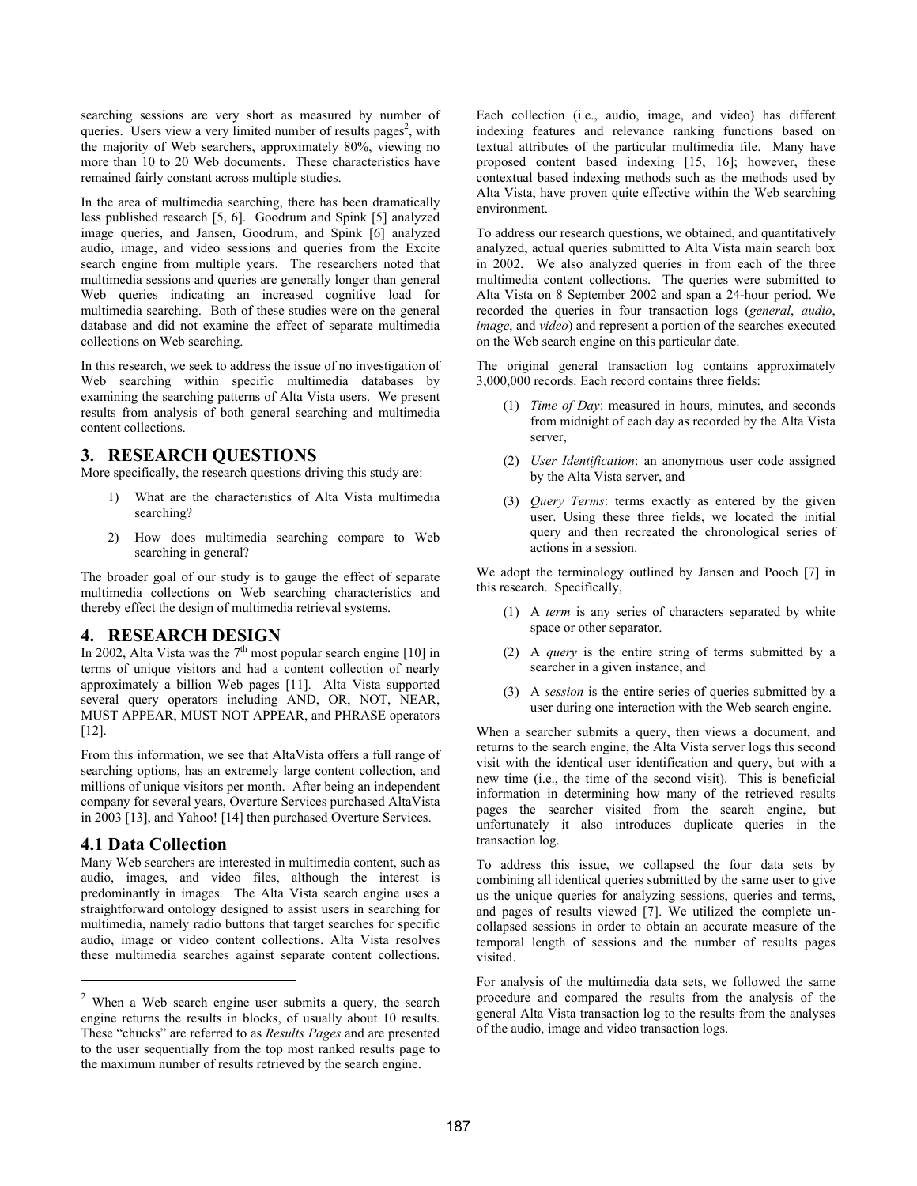searching sessions are very short as measured by number of queries. Users view a very limited number of results pages[2], with the majority of Web searchers, approximately 80%, viewing no more than 10 to 20 Web documents. These characteristics have remained fairly constant across multiple studies.

In the area of multimedia searching, there has been dramatically less published research [5, 6]. Goodrum and Spink [5] analyzed image queries, and Jansen, Goodrum, and Spink [6] analyzed audio, image, and video sessions and queries from the Excite search engine from multiple years. The researchers noted that multimedia sessions and queries are generally longer than general Web queries indicating an increased cognitive load for multimedia searching. Both of these studies were on the general database and did not examine the effect of separate multimedia collections on Web searching.

In this research, we seek to address the issue of no investigation of Web searching within specific multimedia databases by examining the searching patterns of Alta Vista users. We present results from analysis of both general searching and multimedia content collections.

## 3. RESEARCH QUESTIONS

More specifically, the research questions driving this study are:

1) What are the characteristics of Alta Vista multimedia searching?
2) How does multimedia searching compare to Web searching in general?

The broader goal of our study is to gauge the effect of separate multimedia collections on Web searching characteristics and thereby effect the design of multimedia retrieval systems.

## 4. RESEARCH DESIGN

In 2002, Alta Vista was the 7th most popular search engine [10] in terms of unique visitors and had a content collection of nearly approximately a billion Web pages [11]. Alta Vista supported several query operators including AND, OR, NOT, NEAR, MUST APPEAR, MUST NOT APPEAR, and PHRASE operators [12].

From this information, we see that AltaVista offers a full range of searching options, has an extremely large content collection, and millions of unique visitors per month. After being an independent company for several years, Overture Services purchased AltaVista in 2003 [13], and Yahoo! [14] then purchased Overture Services.

### 4.1 Data Collection

Many Web searchers are interested in multimedia content, such as audio, images, and video files, although the interest is predominantly in images. The Alta Vista search engine uses a straightforward ontology designed to assist users in searching for multimedia, namely radio buttons that target searches for specific audio, image or video content collections. Alta Vista resolves these multimedia searches against separate content collections. Each collection (i.e., audio, image, and video) has different indexing features and relevance ranking functions based on textual attributes of the particular multimedia file. Many have proposed content based indexing [15, 16]; however, these contextual based indexing methods such as the methods used by Alta Vista, have proven quite effective within the Web searching environment.

To address our research questions, we obtained, and quantitatively analyzed, actual queries submitted to Alta Vista main search box in 2002. We also analyzed queries in from each of the three multimedia content collections. The queries were submitted to Alta Vista on 8 September 2002 and span a 24-hour period. We recorded the queries in four transaction logs (*general*, *audio*, *image*, and *video*) and represent a portion of the searches executed on the Web search engine on this particular date.

The original general transaction log contains approximately 3,000,000 records. Each record contains three fields:

(1) *Time of Day*: measured in hours, minutes, and seconds from midnight of each day as recorded by the Alta Vista server,

(2) *User Identification*: an anonymous user code assigned by the Alta Vista server, and

(3) *Query Terms*: terms exactly as entered by the given user. Using these three fields, we located the initial query and then recreated the chronological series of actions in a session.

We adopt the terminology outlined by Jansen and Pooch [7] in this research. Specifically,

(1) A *term* is any series of characters separated by white space or other separator.

(2) A *query* is the entire string of terms submitted by a searcher in a given instance, and

(3) A *session* is the entire series of queries submitted by a user during one interaction with the Web search engine.

When a searcher submits a query, then views a document, and returns to the search engine, the Alta Vista server logs this second visit with the identical user identification and query, but with a new time (i.e., the time of the second visit). This is beneficial information in determining how many of the retrieved results pages the searcher visited from the search engine, but unfortunately it also introduces duplicate queries in the transaction log.

To address this issue, we collapsed the four data sets by combining all identical queries submitted by the same user to give us the unique queries for analyzing sessions, queries and terms, and pages of results viewed [7]. We utilized the complete un-collapsed sessions in order to obtain an accurate measure of the temporal length of sessions and the number of results pages visited.

For analysis of the multimedia data sets, we followed the same procedure and compared the results from the analysis of the general Alta Vista transaction log to the results from the analyses of the audio, image and video transaction logs.

---

[2] When a Web search engine user submits a query, the search engine returns the results in blocks, of usually about 10 results. These "chucks" are referred to as *Results Pages* and are presented to the user sequentially from the top most ranked results page to the maximum number of results retrieved by the search engine.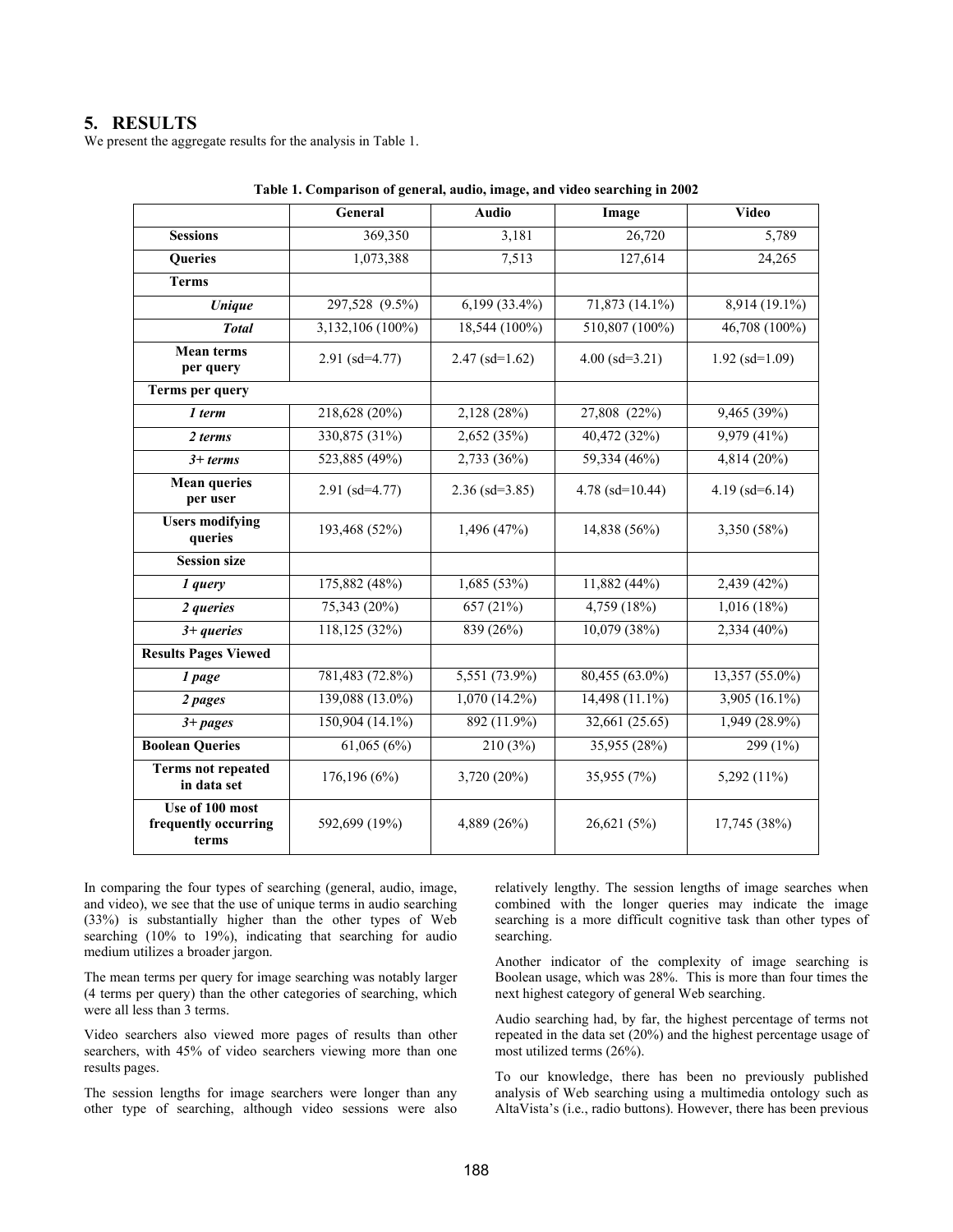## 5. RESULTS

We present the aggregate results for the analysis in Table 1.

**Table 1. Comparison of general, audio, image, and video searching in 2002**

| | General | Audio | Image | Video |
|---|---|---|---|---|
| **Sessions** | 369,350 | 3,181 | 26,720 | 5,789 |
| **Queries** | 1,073,388 | 7,513 | 127,614 | 24,265 |
| **Terms** | | | | |
| ***Unique*** | 297,528 (9.5%) | 6,199 (33.4%) | 71,873 (14.1%) | 8,914 (19.1%) |
| ***Total*** | 3,132,106 (100%) | 18,544 (100%) | 510,807 (100%) | 46,708 (100%) |
| **Mean terms per query** | 2.91 (sd=4.77) | 2.47 (sd=1.62) | 4.00 (sd=3.21) | 1.92 (sd=1.09) |
| **Terms per query** | | | | |
| ***1 term*** | 218,628 (20%) | 2,128 (28%) | 27,808 (22%) | 9,465 (39%) |
| ***2 terms*** | 330,875 (31%) | 2,652 (35%) | 40,472 (32%) | 9,979 (41%) |
| ***3+ terms*** | 523,885 (49%) | 2,733 (36%) | 59,334 (46%) | 4,814 (20%) |
| **Mean queries per user** | 2.91 (sd=4.77) | 2.36 (sd=3.85) | 4.78 (sd=10.44) | 4.19 (sd=6.14) |
| **Users modifying queries** | 193,468 (52%) | 1,496 (47%) | 14,838 (56%) | 3,350 (58%) |
| **Session size** | | | | |
| ***1 query*** | 175,882 (48%) | 1,685 (53%) | 11,882 (44%) | 2,439 (42%) |
| ***2 queries*** | 75,343 (20%) | 657 (21%) | 4,759 (18%) | 1,016 (18%) |
| ***3+ queries*** | 118,125 (32%) | 839 (26%) | 10,079 (38%) | 2,334 (40%) |
| **Results Pages Viewed** | | | | |
| ***1 page*** | 781,483 (72.8%) | 5,551 (73.9%) | 80,455 (63.0%) | 13,357 (55.0%) |
| ***2 pages*** | 139,088 (13.0%) | 1,070 (14.2%) | 14,498 (11.1%) | 3,905 (16.1%) |
| ***3+ pages*** | 150,904 (14.1%) | 892 (11.9%) | 32,661 (25.65) | 1,949 (28.9%) |
| **Boolean Queries** | 61,065 (6%) | 210 (3%) | 35,955 (28%) | 299 (1%) |
| **Terms not repeated in data set** | 176,196 (6%) | 3,720 (20%) | 35,955 (7%) | 5,292 (11%) |
| **Use of 100 most frequently occurring terms** | 592,699 (19%) | 4,889 (26%) | 26,621 (5%) | 17,745 (38%) |

In comparing the four types of searching (general, audio, image, and video), we see that the use of unique terms in audio searching (33%) is substantially higher than the other types of Web searching (10% to 19%), indicating that searching for audio medium utilizes a broader jargon.

The mean terms per query for image searching was notably larger (4 terms per query) than the other categories of searching, which were all less than 3 terms.

Video searchers also viewed more pages of results than other searchers, with 45% of video searchers viewing more than one results pages.

The session lengths for image searchers were longer than any other type of searching, although video sessions were also relatively lengthy. The session lengths of image searches when combined with the longer queries may indicate the image searching is a more difficult cognitive task than other types of searching.

Another indicator of the complexity of image searching is Boolean usage, which was 28%. This is more than four times the next highest category of general Web searching.

Audio searching had, by far, the highest percentage of terms not repeated in the data set (20%) and the highest percentage usage of most utilized terms (26%).

To our knowledge, there has been no previously published analysis of Web searching using a multimedia ontology such as AltaVista's (i.e., radio buttons). However, there has been previous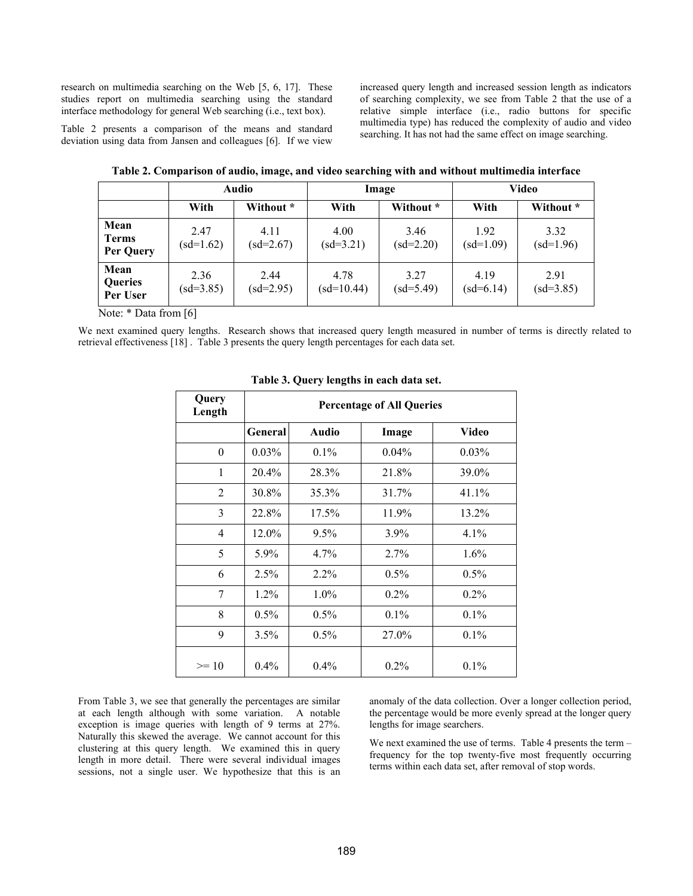research on multimedia searching on the Web [5, 6, 17]. These studies report on multimedia searching using the standard interface methodology for general Web searching (i.e., text box).

Table 2 presents a comparison of the means and standard deviation using data from Jansen and colleagues [6]. If we view increased query length and increased session length as indicators of searching complexity, we see from Table 2 that the use of a relative simple interface (i.e., radio buttons for specific multimedia type) has reduced the complexity of audio and video searching. It has not had the same effect on image searching.

**Table 2. Comparison of audio, image, and video searching with and without multimedia interface**

| | Audio | | Image | | Video | |
|---|---|---|---|---|---|---|
| | **With** | **Without *** | **With** | **Without *** | **With** | **Without *** |
| **Mean Terms Per Query** | 2.47 (sd=1.62) | 4.11 (sd=2.67) | 4.00 (sd=3.21) | 3.46 (sd=2.20) | 1.92 (sd=1.09) | 3.32 (sd=1.96) |
| **Mean Queries Per User** | 2.36 (sd=3.85) | 2.44 (sd=2.95) | 4.78 (sd=10.44) | 3.27 (sd=5.49) | 4.19 (sd=6.14) | 2.91 (sd=3.85) |

Note: * Data from [6]

We next examined query lengths. Research shows that increased query length measured in number of terms is directly related to retrieval effectiveness [18] . Table 3 presents the query length percentages for each data set.

**Table 3. Query lengths in each data set.**

| Query Length | Percentage of All Queries | | | |
|---|---|---|---|---|
| | **General** | **Audio** | **Image** | **Video** |
| 0 | 0.03% | 0.1% | 0.04% | 0.03% |
| 1 | 20.4% | 28.3% | 21.8% | 39.0% |
| 2 | 30.8% | 35.3% | 31.7% | 41.1% |
| 3 | 22.8% | 17.5% | 11.9% | 13.2% |
| 4 | 12.0% | 9.5% | 3.9% | 4.1% |
| 5 | 5.9% | 4.7% | 2.7% | 1.6% |
| 6 | 2.5% | 2.2% | 0.5% | 0.5% |
| 7 | 1.2% | 1.0% | 0.2% | 0.2% |
| 8 | 0.5% | 0.5% | 0.1% | 0.1% |
| 9 | 3.5% | 0.5% | 27.0% | 0.1% |
| >= 10 | 0.4% | 0.4% | 0.2% | 0.1% |

From Table 3, we see that generally the percentages are similar at each length although with some variation. A notable exception is image queries with length of 9 terms at 27%. Naturally this skewed the average. We cannot account for this clustering at this query length. We examined this in query length in more detail. There were several individual images sessions, not a single user. We hypothesize that this is an anomaly of the data collection. Over a longer collection period, the percentage would be more evenly spread at the longer query lengths for image searchers.

We next examined the use of terms. Table 4 presents the term – frequency for the top twenty-five most frequently occurring terms within each data set, after removal of stop words.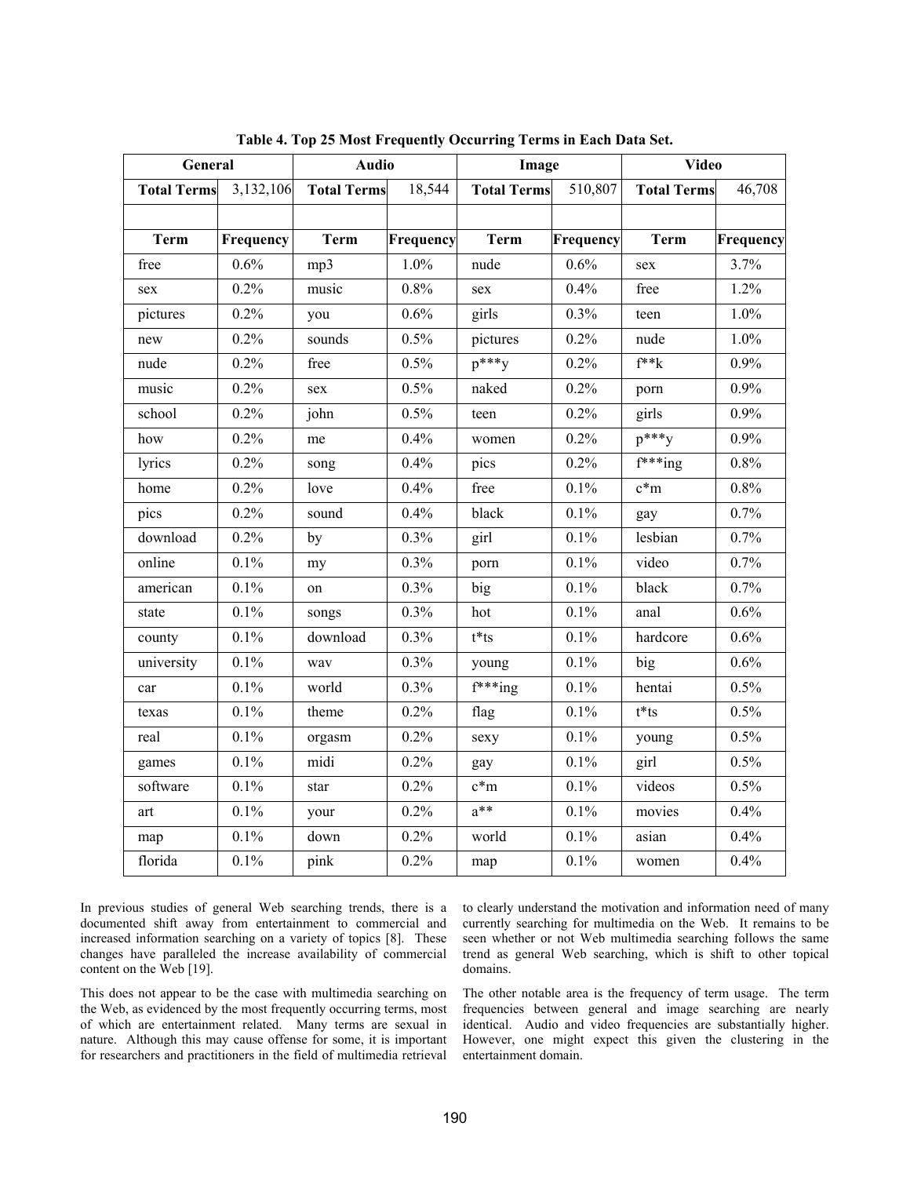**Table 4. Top 25 Most Frequently Occurring Terms in Each Data Set.**

| General | | Audio | | Image | | Video | |
|---|---|---|---|---|---|---|---|
| **Total Terms** | 3,132,106 | **Total Terms** | 18,544 | **Total Terms** | 510,807 | **Total Terms** | 46,708 |
| | | | | | | | |
| **Term** | **Frequency** | **Term** | **Frequency** | **Term** | **Frequency** | **Term** | **Frequency** |
| free | 0.6% | mp3 | 1.0% | nude | 0.6% | sex | 3.7% |
| sex | 0.2% | music | 0.8% | sex | 0.4% | free | 1.2% |
| pictures | 0.2% | you | 0.6% | girls | 0.3% | teen | 1.0% |
| new | 0.2% | sounds | 0.5% | pictures | 0.2% | nude | 1.0% |
| nude | 0.2% | free | 0.5% | p***y | 0.2% | f**k | 0.9% |
| music | 0.2% | sex | 0.5% | naked | 0.2% | porn | 0.9% |
| school | 0.2% | john | 0.5% | teen | 0.2% | girls | 0.9% |
| how | 0.2% | me | 0.4% | women | 0.2% | p***y | 0.9% |
| lyrics | 0.2% | song | 0.4% | pics | 0.2% | f***ing | 0.8% |
| home | 0.2% | love | 0.4% | free | 0.1% | c*m | 0.8% |
| pics | 0.2% | sound | 0.4% | black | 0.1% | gay | 0.7% |
| download | 0.2% | by | 0.3% | girl | 0.1% | lesbian | 0.7% |
| online | 0.1% | my | 0.3% | porn | 0.1% | video | 0.7% |
| american | 0.1% | on | 0.3% | big | 0.1% | black | 0.7% |
| state | 0.1% | songs | 0.3% | hot | 0.1% | anal | 0.6% |
| county | 0.1% | download | 0.3% | t*ts | 0.1% | hardcore | 0.6% |
| university | 0.1% | wav | 0.3% | young | 0.1% | big | 0.6% |
| car | 0.1% | world | 0.3% | f***ing | 0.1% | hentai | 0.5% |
| texas | 0.1% | theme | 0.2% | flag | 0.1% | t*ts | 0.5% |
| real | 0.1% | orgasm | 0.2% | sexy | 0.1% | young | 0.5% |
| games | 0.1% | midi | 0.2% | gay | 0.1% | girl | 0.5% |
| software | 0.1% | star | 0.2% | c*m | 0.1% | videos | 0.5% |
| art | 0.1% | your | 0.2% | a** | 0.1% | movies | 0.4% |
| map | 0.1% | down | 0.2% | world | 0.1% | asian | 0.4% |
| florida | 0.1% | pink | 0.2% | map | 0.1% | women | 0.4% |

In previous studies of general Web searching trends, there is a documented shift away from entertainment to commercial and increased information searching on a variety of topics [8]. These changes have paralleled the increase availability of commercial content on the Web [19].

This does not appear to be the case with multimedia searching on the Web, as evidenced by the most frequently occurring terms, most of which are entertainment related. Many terms are sexual in nature. Although this may cause offense for some, it is important for researchers and practitioners in the field of multimedia retrieval to clearly understand the motivation and information need of many currently searching for multimedia on the Web. It remains to be seen whether or not Web multimedia searching follows the same trend as general Web searching, which is shift to other topical domains.

The other notable area is the frequency of term usage. The term frequencies between general and image searching are nearly identical. Audio and video frequencies are substantially higher. However, one might expect this given the clustering in the entertainment domain.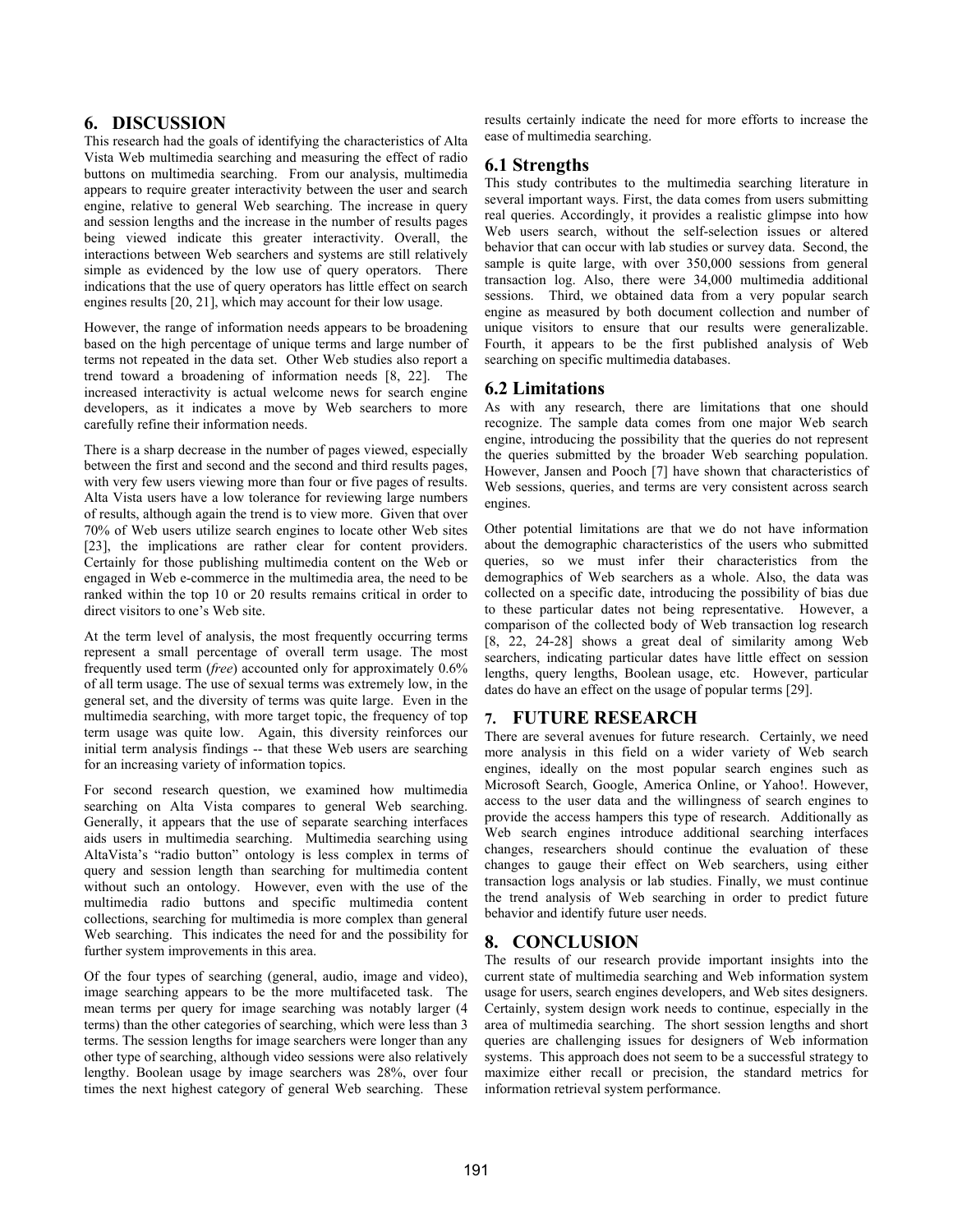## 6. DISCUSSION

This research had the goals of identifying the characteristics of Alta Vista Web multimedia searching and measuring the effect of radio buttons on multimedia searching. From our analysis, multimedia appears to require greater interactivity between the user and search engine, relative to general Web searching. The increase in query and session lengths and the increase in the number of results pages being viewed indicate this greater interactivity. Overall, the interactions between Web searchers and systems are still relatively simple as evidenced by the low use of query operators. There indications that the use of query operators has little effect on search engines results [20, 21], which may account for their low usage.

However, the range of information needs appears to be broadening based on the high percentage of unique terms and large number of terms not repeated in the data set. Other Web studies also report a trend toward a broadening of information needs [8, 22]. The increased interactivity is actual welcome news for search engine developers, as it indicates a move by Web searchers to more carefully refine their information needs.

There is a sharp decrease in the number of pages viewed, especially between the first and second and the second and third results pages, with very few users viewing more than four or five pages of results. Alta Vista users have a low tolerance for reviewing large numbers of results, although again the trend is to view more. Given that over 70% of Web users utilize search engines to locate other Web sites [23], the implications are rather clear for content providers. Certainly for those publishing multimedia content on the Web or engaged in Web e-commerce in the multimedia area, the need to be ranked within the top 10 or 20 results remains critical in order to direct visitors to one's Web site.

At the term level of analysis, the most frequently occurring terms represent a small percentage of overall term usage. The most frequently used term (*free*) accounted only for approximately 0.6% of all term usage. The use of sexual terms was extremely low, in the general set, and the diversity of terms was quite large. Even in the multimedia searching, with more target topic, the frequency of top term usage was quite low. Again, this diversity reinforces our initial term analysis findings -- that these Web users are searching for an increasing variety of information topics.

For second research question, we examined how multimedia searching on Alta Vista compares to general Web searching. Generally, it appears that the use of separate searching interfaces aids users in multimedia searching. Multimedia searching using AltaVista's "radio button" ontology is less complex in terms of query and session length than searching for multimedia content without such an ontology. However, even with the use of the multimedia radio buttons and specific multimedia content collections, searching for multimedia is more complex than general Web searching. This indicates the need for and the possibility for further system improvements in this area.

Of the four types of searching (general, audio, image and video), image searching appears to be the more multifaceted task. The mean terms per query for image searching was notably larger (4 terms) than the other categories of searching, which were less than 3 terms. The session lengths for image searchers were longer than any other type of searching, although video sessions were also relatively lengthy. Boolean usage by image searchers was 28%, over four times the next highest category of general Web searching. These results certainly indicate the need for more efforts to increase the ease of multimedia searching.

### 6.1 Strengths

This study contributes to the multimedia searching literature in several important ways. First, the data comes from users submitting real queries. Accordingly, it provides a realistic glimpse into how Web users search, without the self-selection issues or altered behavior that can occur with lab studies or survey data. Second, the sample is quite large, with over 350,000 sessions from general transaction log. Also, there were 34,000 multimedia additional sessions. Third, we obtained data from a very popular search engine as measured by both document collection and number of unique visitors to ensure that our results were generalizable. Fourth, it appears to be the first published analysis of Web searching on specific multimedia databases.

### 6.2 Limitations

As with any research, there are limitations that one should recognize. The sample data comes from one major Web search engine, introducing the possibility that the queries do not represent the queries submitted by the broader Web searching population. However, Jansen and Pooch [7] have shown that characteristics of Web sessions, queries, and terms are very consistent across search engines.

Other potential limitations are that we do not have information about the demographic characteristics of the users who submitted queries, so we must infer their characteristics from the demographics of Web searchers as a whole. Also, the data was collected on a specific date, introducing the possibility of bias due to these particular dates not being representative. However, a comparison of the collected body of Web transaction log research [8, 22, 24-28] shows a great deal of similarity among Web searchers, indicating particular dates have little effect on session lengths, query lengths, Boolean usage, etc. However, particular dates do have an effect on the usage of popular terms [29].

## 7. FUTURE RESEARCH

There are several avenues for future research. Certainly, we need more analysis in this field on a wider variety of Web search engines, ideally on the most popular search engines such as Microsoft Search, Google, America Online, or Yahoo!. However, access to the user data and the willingness of search engines to provide the access hampers this type of research. Additionally as Web search engines introduce additional searching interfaces changes, researchers should continue the evaluation of these changes to gauge their effect on Web searchers, using either transaction logs analysis or lab studies. Finally, we must continue the trend analysis of Web searching in order to predict future behavior and identify future user needs.

## 8. CONCLUSION

The results of our research provide important insights into the current state of multimedia searching and Web information system usage for users, search engines developers, and Web sites designers. Certainly, system design work needs to continue, especially in the area of multimedia searching. The short session lengths and short queries are challenging issues for designers of Web information systems. This approach does not seem to be a successful strategy to maximize either recall or precision, the standard metrics for information retrieval system performance.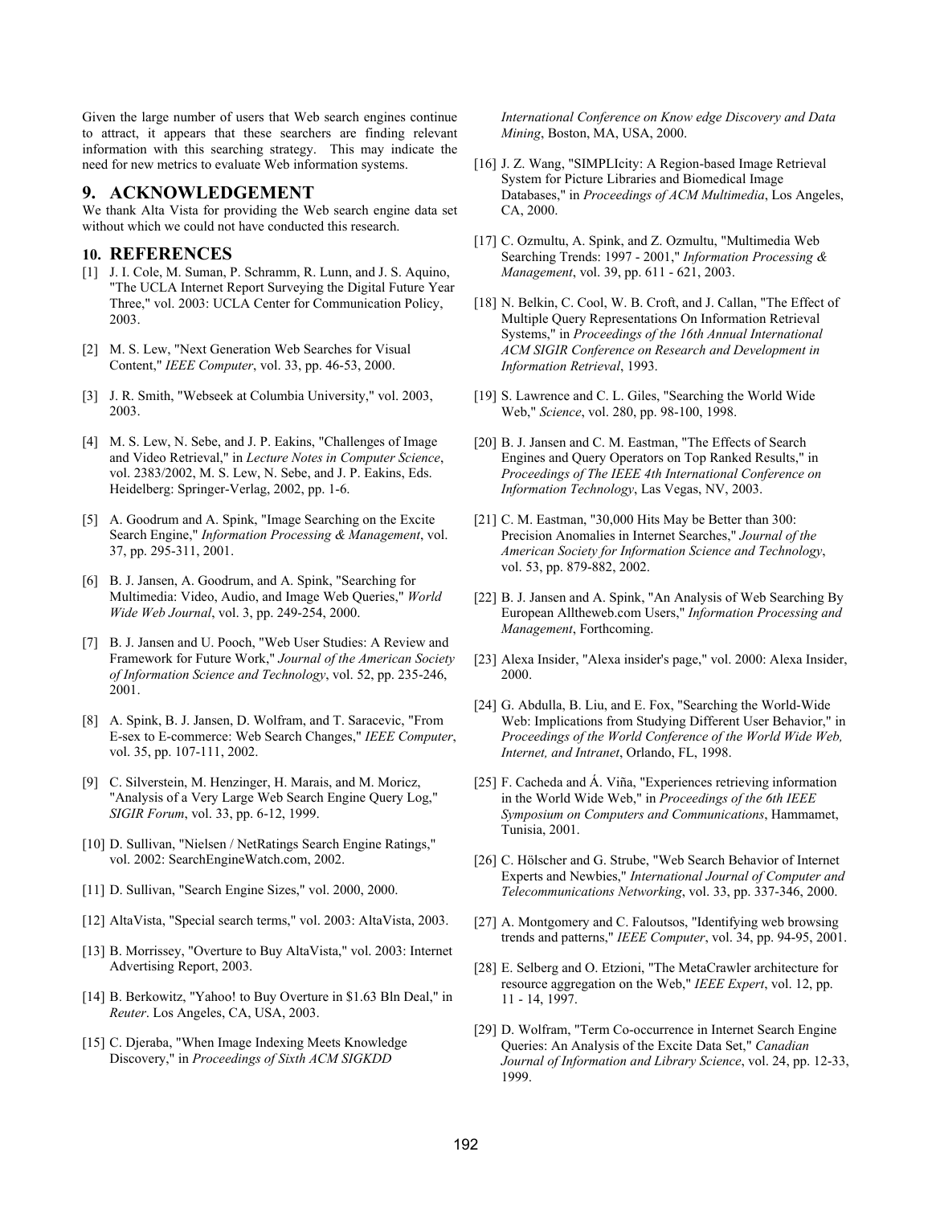Given the large number of users that Web search engines continue to attract, it appears that these searchers are finding relevant information with this searching strategy. This may indicate the need for new metrics to evaluate Web information systems.

## 9. ACKNOWLEDGEMENT

We thank Alta Vista for providing the Web search engine data set without which we could not have conducted this research.

## 10. REFERENCES

[1] J. I. Cole, M. Suman, P. Schramm, R. Lunn, and J. S. Aquino, "The UCLA Internet Report Surveying the Digital Future Year Three," vol. 2003: UCLA Center for Communication Policy, 2003.

[2] M. S. Lew, "Next Generation Web Searches for Visual Content," *IEEE Computer*, vol. 33, pp. 46-53, 2000.

[3] J. R. Smith, "Webseek at Columbia University," vol. 2003, 2003.

[4] M. S. Lew, N. Sebe, and J. P. Eakins, "Challenges of Image and Video Retrieval," in *Lecture Notes in Computer Science*, vol. 2383/2002, M. S. Lew, N. Sebe, and J. P. Eakins, Eds. Heidelberg: Springer-Verlag, 2002, pp. 1-6.

[5] A. Goodrum and A. Spink, "Image Searching on the Excite Search Engine," *Information Processing & Management*, vol. 37, pp. 295-311, 2001.

[6] B. J. Jansen, A. Goodrum, and A. Spink, "Searching for Multimedia: Video, Audio, and Image Web Queries," *World Wide Web Journal*, vol. 3, pp. 249-254, 2000.

[7] B. J. Jansen and U. Pooch, "Web User Studies: A Review and Framework for Future Work," *Journal of the American Society of Information Science and Technology*, vol. 52, pp. 235-246, 2001.

[8] A. Spink, B. J. Jansen, D. Wolfram, and T. Saracevic, "From E-sex to E-commerce: Web Search Changes," *IEEE Computer*, vol. 35, pp. 107-111, 2002.

[9] C. Silverstein, M. Henzinger, H. Marais, and M. Moricz, "Analysis of a Very Large Web Search Engine Query Log," *SIGIR Forum*, vol. 33, pp. 6-12, 1999.

[10] D. Sullivan, "Nielsen / NetRatings Search Engine Ratings," vol. 2002: SearchEngineWatch.com, 2002.

[11] D. Sullivan, "Search Engine Sizes," vol. 2000, 2000.

[12] AltaVista, "Special search terms," vol. 2003: AltaVista, 2003.

[13] B. Morrissey, "Overture to Buy AltaVista," vol. 2003: Internet Advertising Report, 2003.

[14] B. Berkowitz, "Yahoo! to Buy Overture in $1.63 Bln Deal," in *Reuter*. Los Angeles, CA, USA, 2003.

[15] C. Djeraba, "When Image Indexing Meets Knowledge Discovery," in *Proceedings of Sixth ACM SIGKDD International Conference on Know edge Discovery and Data Mining*, Boston, MA, USA, 2000.

[16] J. Z. Wang, "SIMPLIcity: A Region-based Image Retrieval System for Picture Libraries and Biomedical Image Databases," in *Proceedings of ACM Multimedia*, Los Angeles, CA, 2000.

[17] C. Ozmultu, A. Spink, and Z. Ozmultu, "Multimedia Web Searching Trends: 1997 - 2001," *Information Processing & Management*, vol. 39, pp. 611 - 621, 2003.

[18] N. Belkin, C. Cool, W. B. Croft, and J. Callan, "The Effect of Multiple Query Representations On Information Retrieval Systems," in *Proceedings of the 16th Annual International ACM SIGIR Conference on Research and Development in Information Retrieval*, 1993.

[19] S. Lawrence and C. L. Giles, "Searching the World Wide Web," *Science*, vol. 280, pp. 98-100, 1998.

[20] B. J. Jansen and C. M. Eastman, "The Effects of Search Engines and Query Operators on Top Ranked Results," in *Proceedings of The IEEE 4th International Conference on Information Technology*, Las Vegas, NV, 2003.

[21] C. M. Eastman, "30,000 Hits May be Better than 300: Precision Anomalies in Internet Searches," *Journal of the American Society for Information Science and Technology*, vol. 53, pp. 879-882, 2002.

[22] B. J. Jansen and A. Spink, "An Analysis of Web Searching By European Alltheweb.com Users," *Information Processing and Management*, Forthcoming.

[23] Alexa Insider, "Alexa insider's page," vol. 2000: Alexa Insider, 2000.

[24] G. Abdulla, B. Liu, and E. Fox, "Searching the World-Wide Web: Implications from Studying Different User Behavior," in *Proceedings of the World Conference of the World Wide Web, Internet, and Intranet*, Orlando, FL, 1998.

[25] F. Cacheda and Á. Viña, "Experiences retrieving information in the World Wide Web," in *Proceedings of the 6th IEEE Symposium on Computers and Communications*, Hammamet, Tunisia, 2001.

[26] C. Hölscher and G. Strube, "Web Search Behavior of Internet Experts and Newbies," *International Journal of Computer and Telecommunications Networking*, vol. 33, pp. 337-346, 2000.

[27] A. Montgomery and C. Faloutsos, "Identifying web browsing trends and patterns," *IEEE Computer*, vol. 34, pp. 94-95, 2001.

[28] E. Selberg and O. Etzioni, "The MetaCrawler architecture for resource aggregation on the Web," *IEEE Expert*, vol. 12, pp. 11 - 14, 1997.

[29] D. Wolfram, "Term Co-occurrence in Internet Search Engine Queries: An Analysis of the Excite Data Set," *Canadian Journal of Information and Library Science*, vol. 24, pp. 12-33, 1999.